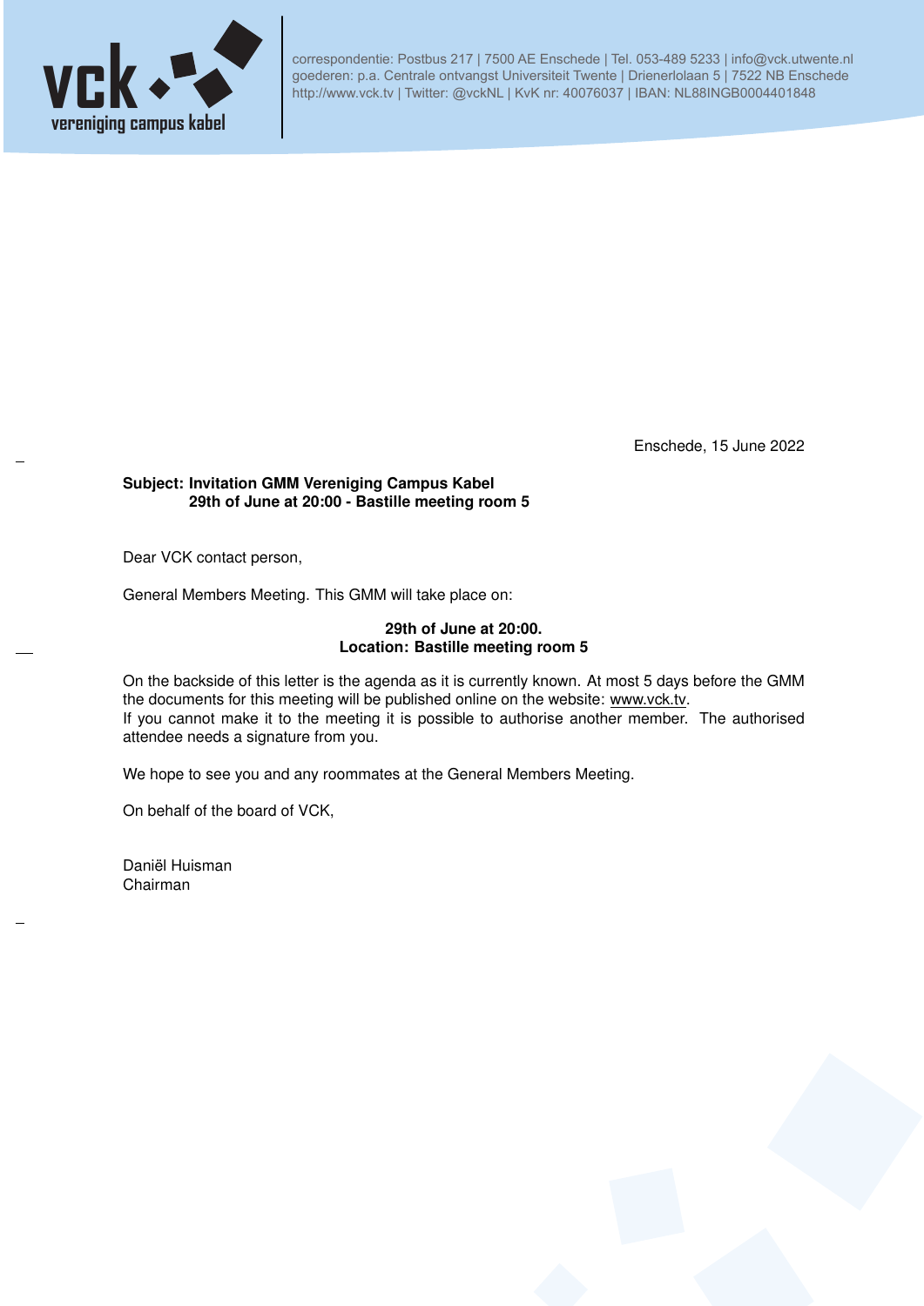vck vereniging campus kabel

correspondentie: Postbus 217 | 7500 AE Enschede | Tel. 053-489 5233 | info@vck.utwente.nl
goederen: p.a. Centrale ontvangst Universiteit Twente | Drienerlolaan 5 | 7522 NB Enschede
http://www.vck.tv | Twitter: @vckNL | KvK nr: 40076037 | IBAN: NL88INGB0004401848

Enschede, 15 June 2022

**Subject: Invitation GMM Vereniging Campus Kabel**
**29th of June at 20:00 - Bastille meeting room 5**

Dear VCK contact person,

General Members Meeting. This GMM will take place on:

**29th of June at 20:00.**
**Location: Bastille meeting room 5**

On the backside of this letter is the agenda as it is currently known. At most 5 days before the GMM the documents for this meeting will be published online on the website: www.vck.tv.
If you cannot make it to the meeting it is possible to authorise another member. The authorised attendee needs a signature from you.

We hope to see you and any roommates at the General Members Meeting.

On behalf of the board of VCK,

Daniël Huisman
Chairman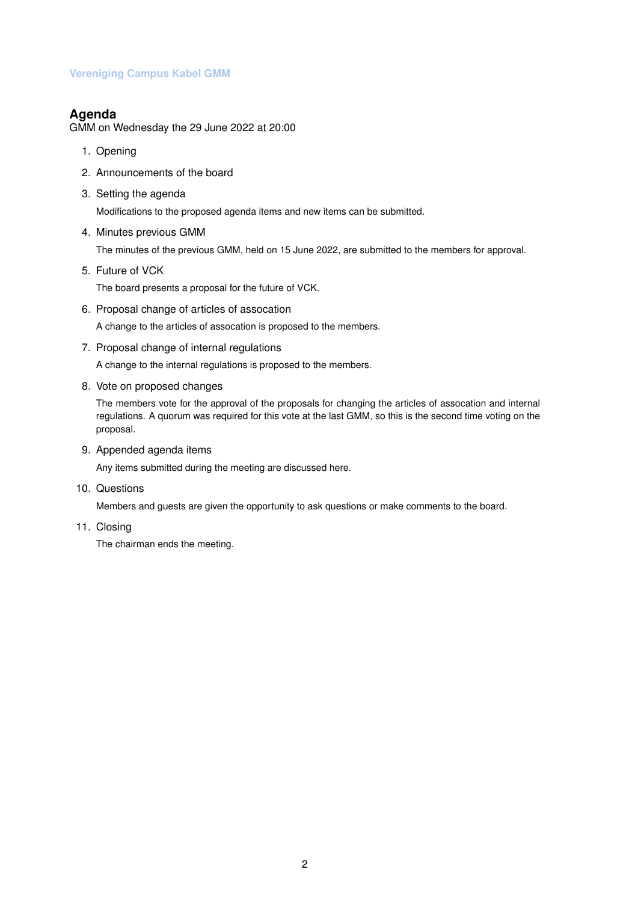Vereniging Campus Kabel GMM

## Agenda

GMM on Wednesday the 29 June 2022 at 20:00

1. Opening
2. Announcements of the board
3. Setting the agenda

   Modifications to the proposed agenda items and new items can be submitted.
4. Minutes previous GMM

   The minutes of the previous GMM, held on 15 June 2022, are submitted to the members for approval.
5. Future of VCK

   The board presents a proposal for the future of VCK.
6. Proposal change of articles of assocation

   A change to the articles of assocation is proposed to the members.
7. Proposal change of internal regulations

   A change to the internal regulations is proposed to the members.
8. Vote on proposed changes

   The members vote for the approval of the proposals for changing the articles of assocation and internal regulations. A quorum was required for this vote at the last GMM, so this is the second time voting on the proposal.
9. Appended agenda items

   Any items submitted during the meeting are discussed here.
10. Questions

    Members and guests are given the opportunity to ask questions or make comments to the board.
11. Closing

    The chairman ends the meeting.